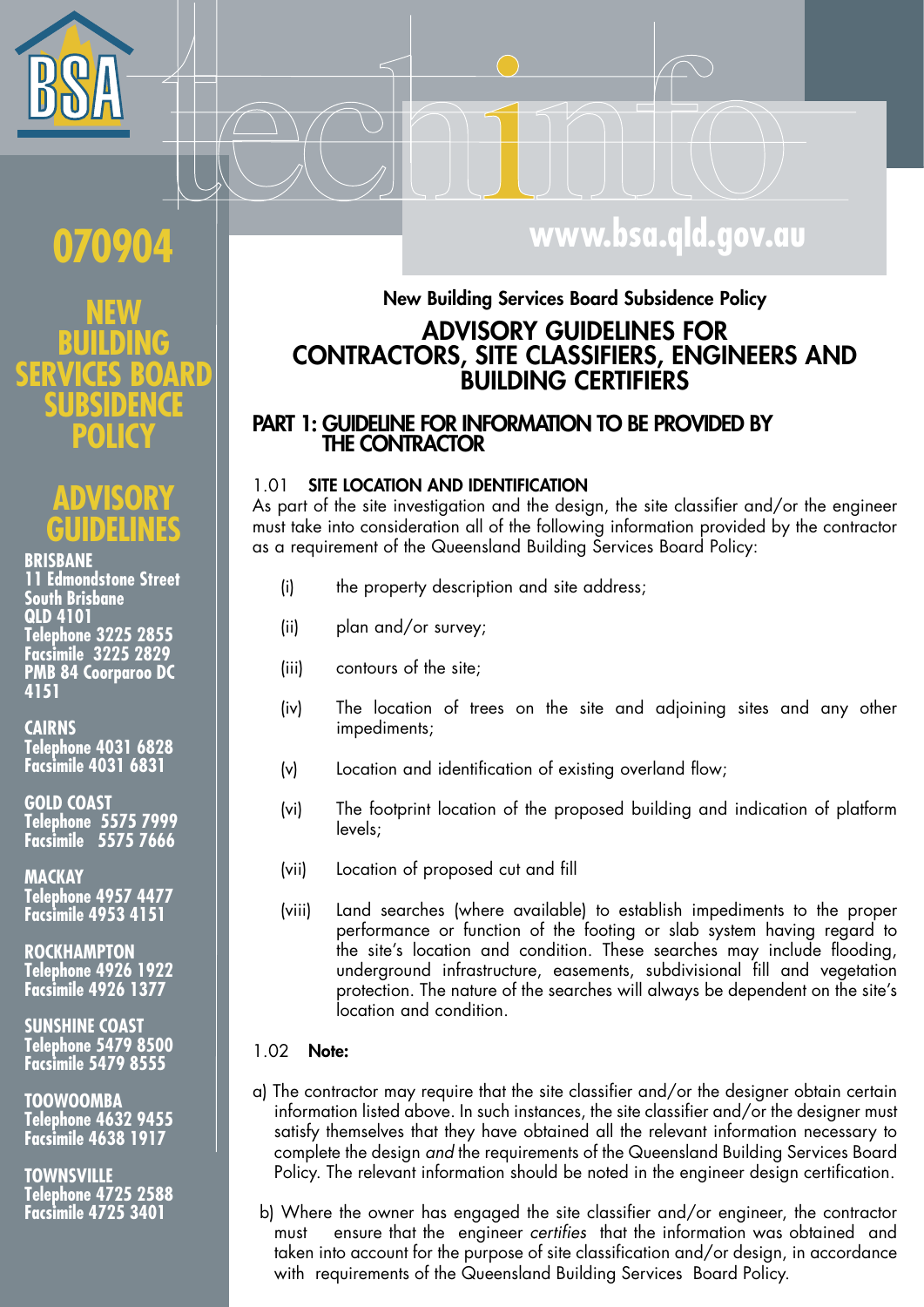BSA

techinfo

# 070904

## NEW BUILDING SERVICES BOARD SUBSIDENCE POLICY

## ADVISORY GUIDELINES

**BRISBANE**
**11 Edmondstone Street**
**South Brisbane**
**QLD 4101**
**Telephone 3225 2855**
**Facsimile 3225 2829**
**PMB 84 Coorparoo DC**
**4151**

**CAIRNS**
**Telephone 4031 6828**
**Facsimile 4031 6831**

**GOLD COAST**
**Telephone 5575 7999**
**Facsimile 5575 7666**

**MACKAY**
**Telephone 4957 4477**
**Facsimile 4953 4151**

**ROCKHAMPTON**
**Telephone 4926 1922**
**Facsimile 4926 1377**

**SUNSHINE COAST**
**Telephone 5479 8500**
**Facsimile 5479 8555**

**TOOWOOMBA**
**Telephone 4632 9455**
**Facsimile 4638 1917**

**TOWNSVILLE**
**Telephone 4725 2588**
**Facsimile 4725 3401**

**www.bsa.qld.gov.au**

**New Building Services Board Subsidence Policy**

# ADVISORY GUIDELINES FOR CONTRACTORS, SITE CLASSIFIERS, ENGINEERS AND BUILDING CERTIFIERS

## PART 1: GUIDELINE FOR INFORMATION TO BE PROVIDED BY THE CONTRACTOR

### 1.01 SITE LOCATION AND IDENTIFICATION

As part of the site investigation and the design, the site classifier and/or the engineer must take into consideration all of the following information provided by the contractor as a requirement of the Queensland Building Services Board Policy:

(i) the property description and site address;

(ii) plan and/or survey;

(iii) contours of the site;

(iv) The location of trees on the site and adjoining sites and any other impediments;

(v) Location and identification of existing overland flow;

(vi) The footprint location of the proposed building and indication of platform levels;

(vii) Location of proposed cut and fill

(viii) Land searches (where available) to establish impediments to the proper performance or function of the footing or slab system having regard to the site's location and condition. These searches may include flooding, underground infrastructure, easements, subdivisional fill and vegetation protection. The nature of the searches will always be dependent on the site's location and condition.

### 1.02 Note:

a) The contractor may require that the site classifier and/or the designer obtain certain information listed above. In such instances, the site classifier and/or the designer must satisfy themselves that they have obtained all the relevant information necessary to complete the design *and* the requirements of the Queensland Building Services Board Policy. The relevant information should be noted in the engineer design certification.

b) Where the owner has engaged the site classifier and/or engineer, the contractor must ensure that the engineer *certifies* that the information was obtained and taken into account for the purpose of site classification and/or design, in accordance with requirements of the Queensland Building Services Board Policy.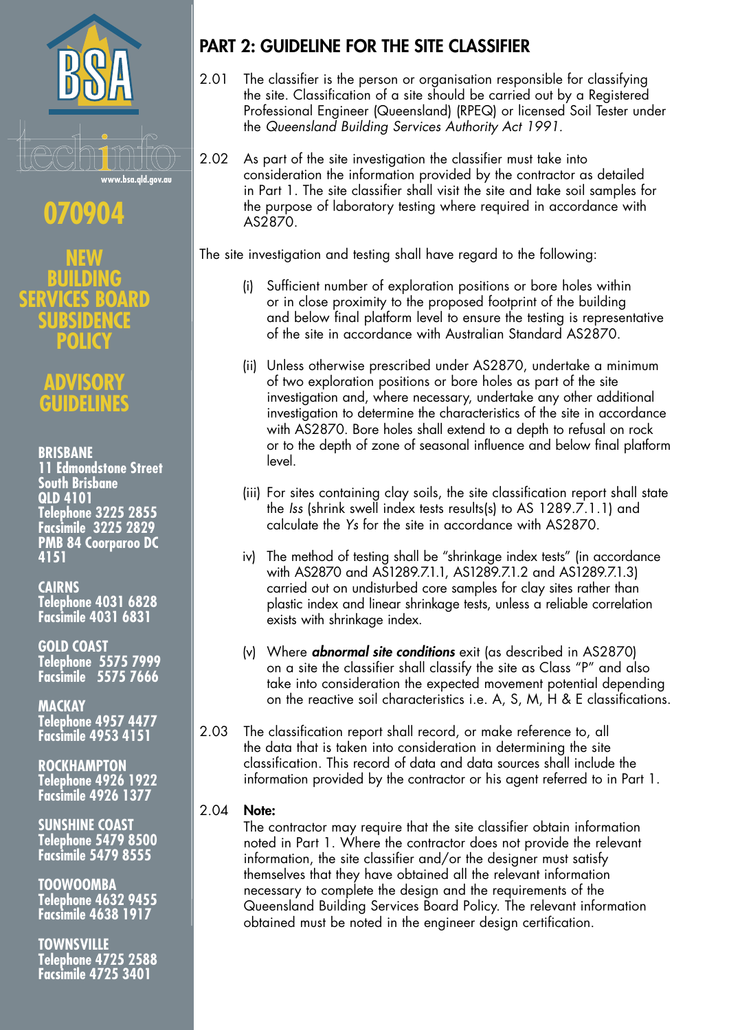## PART 2: GUIDELINE FOR THE SITE CLASSIFIER

2.01 The classifier is the person or organisation responsible for classifying the site. Classification of a site should be carried out by a Registered Professional Engineer (Queensland) (RPEQ) or licensed Soil Tester under the *Queensland Building Services Authority Act 1991*.

2.02 As part of the site investigation the classifier must take into consideration the information provided by the contractor as detailed in Part 1. The site classifier shall visit the site and take soil samples for the purpose of laboratory testing where required in accordance with AS2870.

The site investigation and testing shall have regard to the following:

(i) Sufficient number of exploration positions or bore holes within or in close proximity to the proposed footprint of the building and below final platform level to ensure the testing is representative of the site in accordance with Australian Standard AS2870.

(ii) Unless otherwise prescribed under AS2870, undertake a minimum of two exploration positions or bore holes as part of the site investigation and, where necessary, undertake any other additional investigation to determine the characteristics of the site in accordance with AS2870. Bore holes shall extend to a depth to refusal on rock or to the depth of zone of seasonal influence and below final platform level.

(iii) For sites containing clay soils, the site classification report shall state the *Iss* (shrink swell index tests results(s) to AS 1289.7.1.1) and calculate the *Ys* for the site in accordance with AS2870.

iv) The method of testing shall be "shrinkage index tests" (in accordance with AS2870 and AS1289.7.1.1, AS1289.7.1.2 and AS1289.7.1.3) carried out on undisturbed core samples for clay sites rather than plastic index and linear shrinkage tests, unless a reliable correlation exists with shrinkage index.

(v) Where ***abnormal site conditions*** exit (as described in AS2870) on a site the classifier shall classify the site as Class "P" and also take into consideration the expected movement potential depending on the reactive soil characteristics i.e. A, S, M, H & E classifications.

2.03 The classification report shall record, or make reference to, all the data that is taken into consideration in determining the site classification. This record of data and data sources shall include the information provided by the contractor or his agent referred to in Part 1.

2.04 **Note:**
The contractor may require that the site classifier obtain information noted in Part 1. Where the contractor does not provide the relevant information, the site classifier and/or the designer must satisfy themselves that they have obtained all the relevant information necessary to complete the design and the requirements of the Queensland Building Services Board Policy. The relevant information obtained must be noted in the engineer design certification.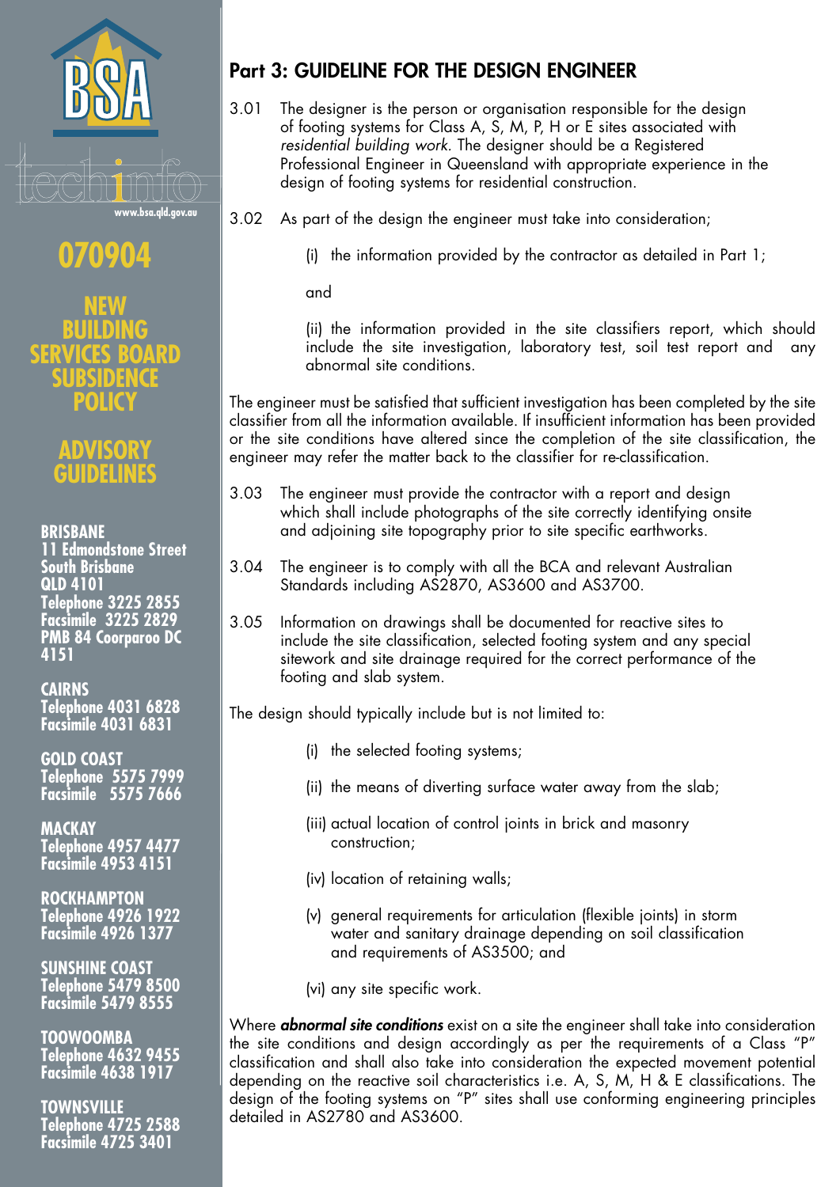BSA

techinfo

www.bsa.qld.gov.au

# 070904

**NEW BUILDING SERVICES BOARD SUBSIDENCE POLICY**

**ADVISORY GUIDELINES**

**BRISBANE**
**11 Edmondstone Street**
**South Brisbane**
**QLD 4101**
**Telephone 3225 2855**
**Facsimile 3225 2829**
**PMB 84 Coorparoo DC 4151**

**CAIRNS**
**Telephone 4031 6828**
**Facsimile 4031 6831**

**GOLD COAST**
**Telephone 5575 7999**
**Facsimile 5575 7666**

**MACKAY**
**Telephone 4957 4477**
**Facsimile 4953 4151**

**ROCKHAMPTON**
**Telephone 4926 1922**
**Facsimile 4926 1377**

**SUNSHINE COAST**
**Telephone 5479 8500**
**Facsimile 5479 8555**

**TOOWOOMBA**
**Telephone 4632 9455**
**Facsimile 4638 1917**

**TOWNSVILLE**
**Telephone 4725 2588**
**Facsimile 4725 3401**

## Part 3: GUIDELINE FOR THE DESIGN ENGINEER

3.01 The designer is the person or organisation responsible for the design of footing systems for Class A, S, M, P, H or E sites associated with *residential building work.* The designer should be a Registered Professional Engineer in Queensland with appropriate experience in the design of footing systems for residential construction.

3.02 As part of the design the engineer must take into consideration;

(i) the information provided by the contractor as detailed in Part 1;

and

(ii) the information provided in the site classifiers report, which should include the site investigation, laboratory test, soil test report and any abnormal site conditions.

The engineer must be satisfied that sufficient investigation has been completed by the site classifier from all the information available. If insufficient information has been provided or the site conditions have altered since the completion of the site classification, the engineer may refer the matter back to the classifier for re-classification.

3.03 The engineer must provide the contractor with a report and design which shall include photographs of the site correctly identifying onsite and adjoining site topography prior to site specific earthworks.

3.04 The engineer is to comply with all the BCA and relevant Australian Standards including AS2870, AS3600 and AS3700.

3.05 Information on drawings shall be documented for reactive sites to include the site classification, selected footing system and any special sitework and site drainage required for the correct performance of the footing and slab system.

The design should typically include but is not limited to:

(i) the selected footing systems;

(ii) the means of diverting surface water away from the slab;

(iii) actual location of control joints in brick and masonry construction;

(iv) location of retaining walls;

(v) general requirements for articulation (flexible joints) in storm water and sanitary drainage depending on soil classification and requirements of AS3500; and

(vi) any site specific work.

Where ***abnormal site conditions*** exist on a site the engineer shall take into consideration the site conditions and design accordingly as per the requirements of a Class "P" classification and shall also take into consideration the expected movement potential depending on the reactive soil characteristics i.e. A, S, M, H & E classifications. The design of the footing systems on "P" sites shall use conforming engineering principles detailed in AS2780 and AS3600.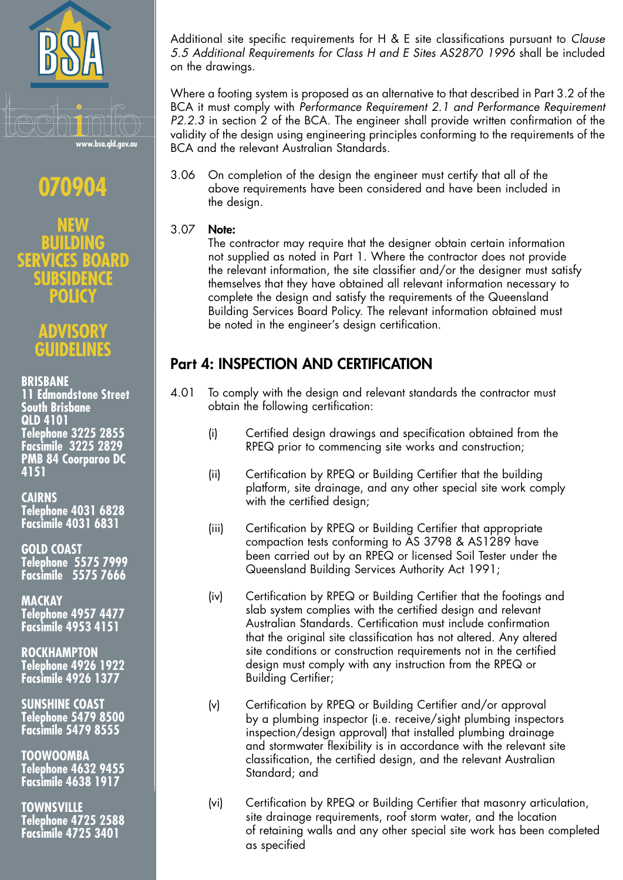Additional site specific requirements for H & E site classifications pursuant to *Clause 5.5 Additional Requirements for Class H and E Sites AS2870 1996* shall be included on the drawings.

Where a footing system is proposed as an alternative to that described in Part 3.2 of the BCA it must comply with *Performance Requirement 2.1 and Performance Requirement P2.2.3* in section 2 of the BCA. The engineer shall provide written confirmation of the validity of the design using engineering principles conforming to the requirements of the BCA and the relevant Australian Standards.

3.06 On completion of the design the engineer must certify that all of the above requirements have been considered and have been included in the design.

3.07 **Note:**
The contractor may require that the designer obtain certain information not supplied as noted in Part 1. Where the contractor does not provide the relevant information, the site classifier and/or the designer must satisfy themselves that they have obtained all relevant information necessary to complete the design and satisfy the requirements of the Queensland Building Services Board Policy. The relevant information obtained must be noted in the engineer's design certification.

## Part 4: INSPECTION AND CERTIFICATION

4.01 To comply with the design and relevant standards the contractor must obtain the following certification:

(i) Certified design drawings and specification obtained from the RPEQ prior to commencing site works and construction;

(ii) Certification by RPEQ or Building Certifier that the building platform, site drainage, and any other special site work comply with the certified design;

(iii) Certification by RPEQ or Building Certifier that appropriate compaction tests conforming to AS 3798 & AS1289 have been carried out by an RPEQ or licensed Soil Tester under the Queensland Building Services Authority Act 1991;

(iv) Certification by RPEQ or Building Certifier that the footings and slab system complies with the certified design and relevant Australian Standards. Certification must include confirmation that the original site classification has not altered. Any altered site conditions or construction requirements not in the certified design must comply with any instruction from the RPEQ or Building Certifier;

(v) Certification by RPEQ or Building Certifier and/or approval by a plumbing inspector (i.e. receive/sight plumbing inspectors inspection/design approval) that installed plumbing drainage and stormwater flexibility is in accordance with the relevant site classification, the certified design, and the relevant Australian Standard; and

(vi) Certification by RPEQ or Building Certifier that masonry articulation, site drainage requirements, roof storm water, and the location of retaining walls and any other special site work has been completed as specified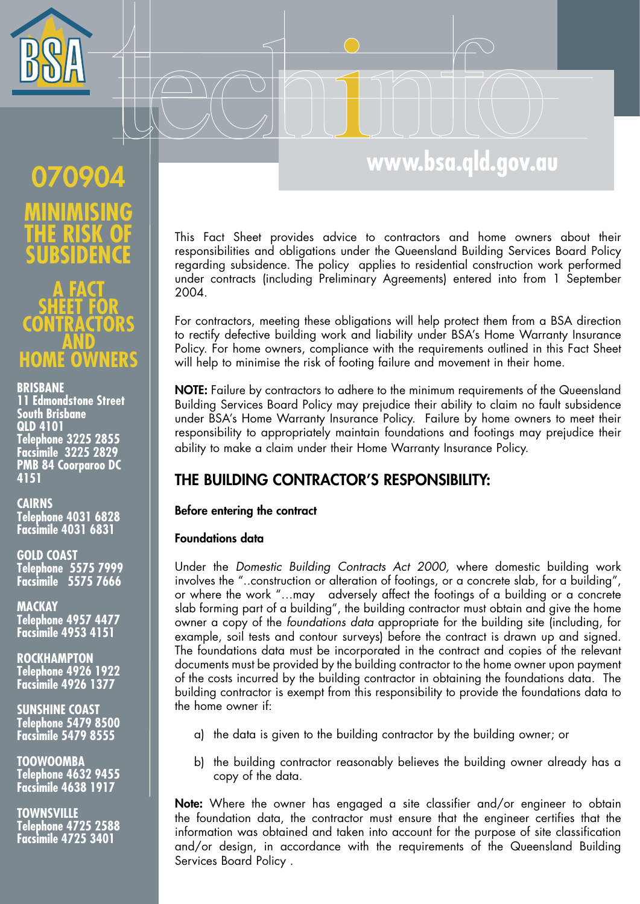# 070904

## MINIMISING THE RISK OF SUBSIDENCE

### A FACT SHEET FOR CONTRACTORS AND HOME OWNERS

**BRISBANE**
**11 Edmondstone Street**
**South Brisbane**
**QLD 4101**
**Telephone 3225 2855**
**Facsimile 3225 2829**
**PMB 84 Coorparoo DC 4151**

**CAIRNS**
**Telephone 4031 6828**
**Facsimile 4031 6831**

**GOLD COAST**
**Telephone 5575 7999**
**Facsimile 5575 7666**

**MACKAY**
**Telephone 4957 4477**
**Facsimile 4953 4151**

**ROCKHAMPTON**
**Telephone 4926 1922**
**Facsimile 4926 1377**

**SUNSHINE COAST**
**Telephone 5479 8500**
**Facsimile 5479 8555**

**TOOWOOMBA**
**Telephone 4632 9455**
**Facsimile 4638 1917**

**TOWNSVILLE**
**Telephone 4725 2588**
**Facsimile 4725 3401**

**www.bsa.qld.gov.au**

This Fact Sheet provides advice to contractors and home owners about their responsibilities and obligations under the Queensland Building Services Board Policy regarding subsidence. The policy applies to residential construction work performed under contracts (including Preliminary Agreements) entered into from 1 September 2004.

For contractors, meeting these obligations will help protect them from a BSA direction to rectify defective building work and liability under BSA's Home Warranty Insurance Policy. For home owners, compliance with the requirements outlined in this Fact Sheet will help to minimise the risk of footing failure and movement in their home.

**NOTE:** Failure by contractors to adhere to the minimum requirements of the Queensland Building Services Board Policy may prejudice their ability to claim no fault subsidence under BSA's Home Warranty Insurance Policy. Failure by home owners to meet their responsibility to appropriately maintain foundations and footings may prejudice their ability to make a claim under their Home Warranty Insurance Policy.

## THE BUILDING CONTRACTOR'S RESPONSIBILITY:

**Before entering the contract**

**Foundations data**

Under the *Domestic Building Contracts Act 2000,* where domestic building work involves the "..construction or alteration of footings, or a concrete slab, for a building", or where the work "…may adversely affect the footings of a building or a concrete slab forming part of a building", the building contractor must obtain and give the home owner a copy of the *foundations data* appropriate for the building site (including, for example, soil tests and contour surveys) before the contract is drawn up and signed. The foundations data must be incorporated in the contract and copies of the relevant documents must be provided by the building contractor to the home owner upon payment of the costs incurred by the building contractor in obtaining the foundations data. The building contractor is exempt from this responsibility to provide the foundations data to the home owner if:

a) the data is given to the building contractor by the building owner; or

b) the building contractor reasonably believes the building owner already has a copy of the data.

**Note:** Where the owner has engaged a site classifier and/or engineer to obtain the foundation data, the contractor must ensure that the engineer certifies that the information was obtained and taken into account for the purpose of site classification and/or design, in accordance with the requirements of the Queensland Building Services Board Policy .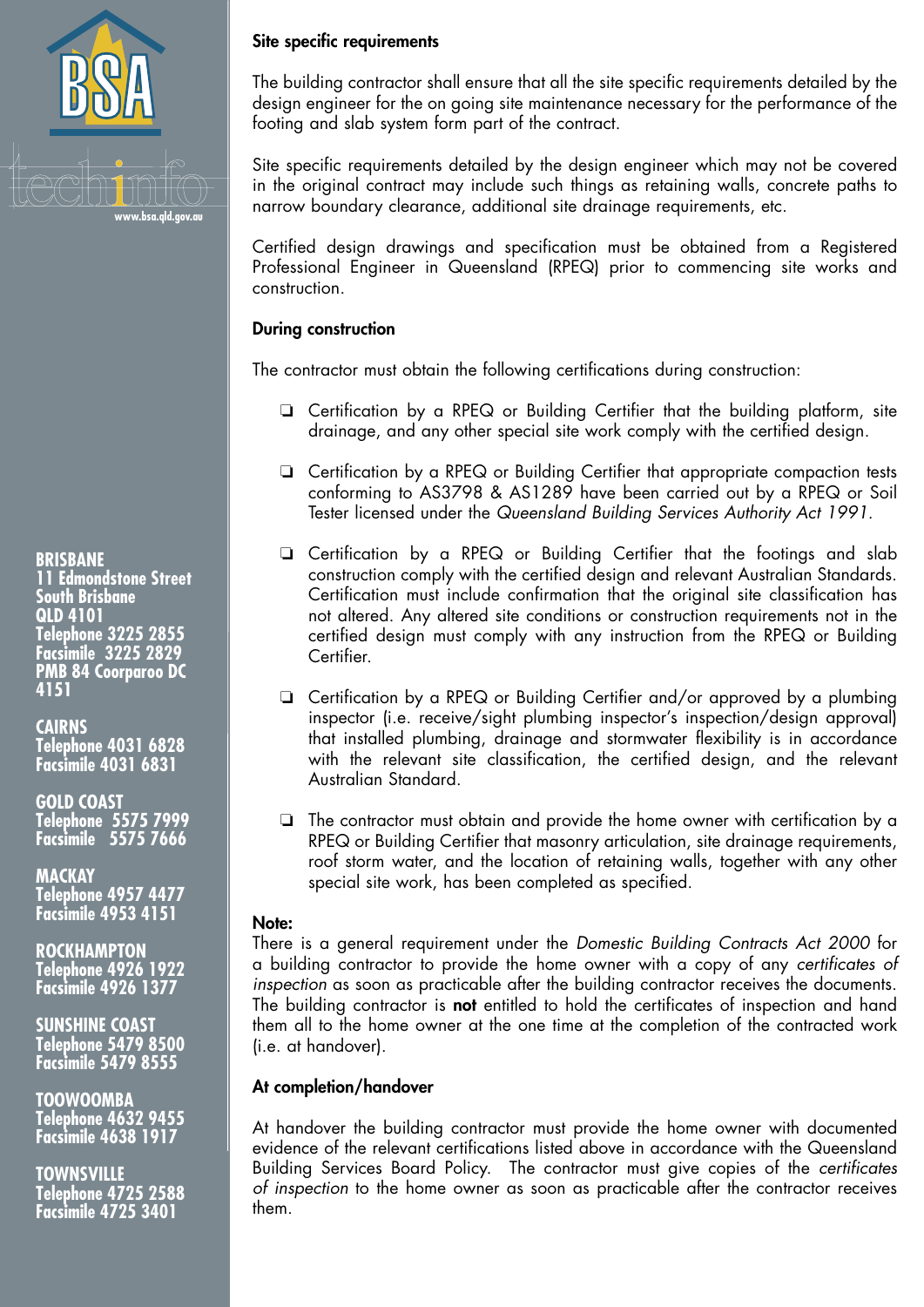BSA

techinfo

www.bsa.qld.gov.au

**BRISBANE**
**11 Edmondstone Street**
**South Brisbane**
**QLD 4101**
**Telephone 3225 2855**
**Facsimile 3225 2829**
**PMB 84 Coorparoo DC**
**4151**

**CAIRNS**
**Telephone 4031 6828**
**Facsimile 4031 6831**

**GOLD COAST**
**Telephone 5575 7999**
**Facsimile 5575 7666**

**MACKAY**
**Telephone 4957 4477**
**Facsimile 4953 4151**

**ROCKHAMPTON**
**Telephone 4926 1922**
**Facsimile 4926 1377**

**SUNSHINE COAST**
**Telephone 5479 8500**
**Facsimile 5479 8555**

**TOOWOOMBA**
**Telephone 4632 9455**
**Facsimile 4638 1917**

**TOWNSVILLE**
**Telephone 4725 2588**
**Facsimile 4725 3401**

### Site specific requirements

The building contractor shall ensure that all the site specific requirements detailed by the design engineer for the on going site maintenance necessary for the performance of the footing and slab system form part of the contract.

Site specific requirements detailed by the design engineer which may not be covered in the original contract may include such things as retaining walls, concrete paths to narrow boundary clearance, additional site drainage requirements, etc.

Certified design drawings and specification must be obtained from a Registered Professional Engineer in Queensland (RPEQ) prior to commencing site works and construction.

### During construction

The contractor must obtain the following certifications during construction:

- Certification by a RPEQ or Building Certifier that the building platform, site drainage, and any other special site work comply with the certified design.
- Certification by a RPEQ or Building Certifier that appropriate compaction tests conforming to AS3798 & AS1289 have been carried out by a RPEQ or Soil Tester licensed under the *Queensland Building Services Authority Act 1991*.
- Certification by a RPEQ or Building Certifier that the footings and slab construction comply with the certified design and relevant Australian Standards. Certification must include confirmation that the original site classification has not altered. Any altered site conditions or construction requirements not in the certified design must comply with any instruction from the RPEQ or Building Certifier.
- Certification by a RPEQ or Building Certifier and/or approved by a plumbing inspector (i.e. receive/sight plumbing inspector's inspection/design approval) that installed plumbing, drainage and stormwater flexibility is in accordance with the relevant site classification, the certified design, and the relevant Australian Standard.
- The contractor must obtain and provide the home owner with certification by a RPEQ or Building Certifier that masonry articulation, site drainage requirements, roof storm water, and the location of retaining walls, together with any other special site work, has been completed as specified.

**Note:**
There is a general requirement under the *Domestic Building Contracts Act 2000* for a building contractor to provide the home owner with a copy of any *certificates of inspection* as soon as practicable after the building contractor receives the documents. The building contractor is **not** entitled to hold the certificates of inspection and hand them all to the home owner at the one time at the completion of the contracted work (i.e. at handover).

### At completion/handover

At handover the building contractor must provide the home owner with documented evidence of the relevant certifications listed above in accordance with the Queensland Building Services Board Policy. The contractor must give copies of the *certificates of inspection* to the home owner as soon as practicable after the contractor receives them.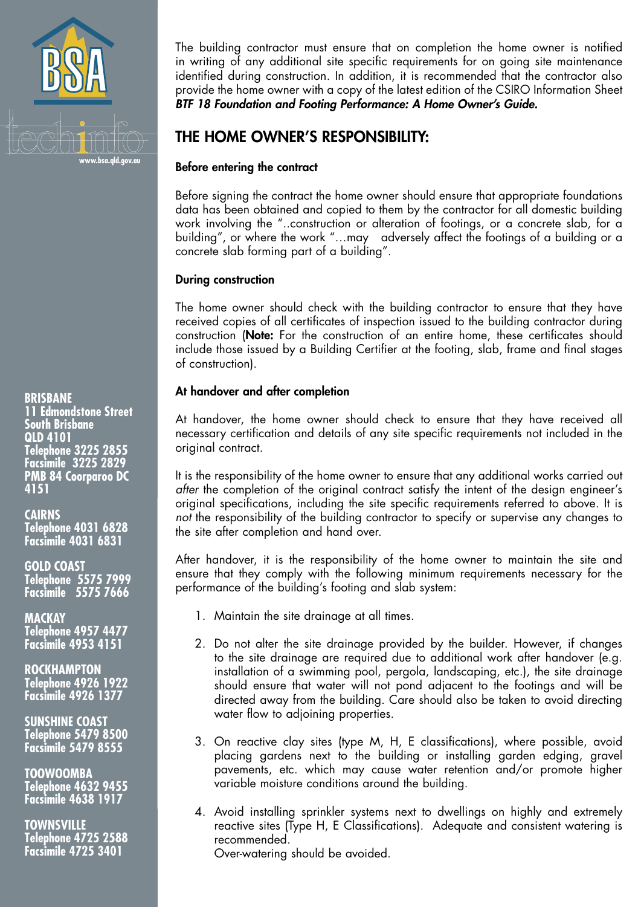The building contractor must ensure that on completion the home owner is notified in writing of any additional site specific requirements for on going site maintenance identified during construction. In addition, it is recommended that the contractor also provide the home owner with a copy of the latest edition of the CSIRO Information Sheet ***BTF 18 Foundation and Footing Performance: A Home Owner's Guide.***

## THE HOME OWNER'S RESPONSIBILITY:

### Before entering the contract

Before signing the contract the home owner should ensure that appropriate foundations data has been obtained and copied to them by the contractor for all domestic building work involving the "..construction or alteration of footings, or a concrete slab, for a building", or where the work "…may adversely affect the footings of a building or a concrete slab forming part of a building".

### During construction

The home owner should check with the building contractor to ensure that they have received copies of all certificates of inspection issued to the building contractor during construction (**Note:** For the construction of an entire home, these certificates should include those issued by a Building Certifier at the footing, slab, frame and final stages of construction).

### At handover and after completion

At handover, the home owner should check to ensure that they have received all necessary certification and details of any site specific requirements not included in the original contract.

It is the responsibility of the home owner to ensure that any additional works carried out *after* the completion of the original contract satisfy the intent of the design engineer's original specifications, including the site specific requirements referred to above. It is *not* the responsibility of the building contractor to specify or supervise any changes to the site after completion and hand over.

After handover, it is the responsibility of the home owner to maintain the site and ensure that they comply with the following minimum requirements necessary for the performance of the building's footing and slab system:

1. Maintain the site drainage at all times.
2. Do not alter the site drainage provided by the builder. However, if changes to the site drainage are required due to additional work after handover (e.g. installation of a swimming pool, pergola, landscaping, etc.), the site drainage should ensure that water will not pond adjacent to the footings and will be directed away from the building. Care should also be taken to avoid directing water flow to adjoining properties.
3. On reactive clay sites (type M, H, E classifications), where possible, avoid placing gardens next to the building or installing garden edging, gravel pavements, etc. which may cause water retention and/or promote higher variable moisture conditions around the building.
4. Avoid installing sprinkler systems next to dwellings on highly and extremely reactive sites (Type H, E Classifications). Adequate and consistent watering is recommended.
   Over-watering should be avoided.

**BRISBANE**
**11 Edmondstone Street**
**South Brisbane**
**QLD 4101**
**Telephone 3225 2855**
**Facsimile 3225 2829**
**PMB 84 Coorparoo DC 4151**

**CAIRNS**
**Telephone 4031 6828**
**Facsimile 4031 6831**

**GOLD COAST**
**Telephone 5575 7999**
**Facsimile 5575 7666**

**MACKAY**
**Telephone 4957 4477**
**Facsimile 4953 4151**

**ROCKHAMPTON**
**Telephone 4926 1922**
**Facsimile 4926 1377**

**SUNSHINE COAST**
**Telephone 5479 8500**
**Facsimile 5479 8555**

**TOOWOOMBA**
**Telephone 4632 9455**
**Facsimile 4638 1917**

**TOWNSVILLE**
**Telephone 4725 2588**
**Facsimile 4725 3401**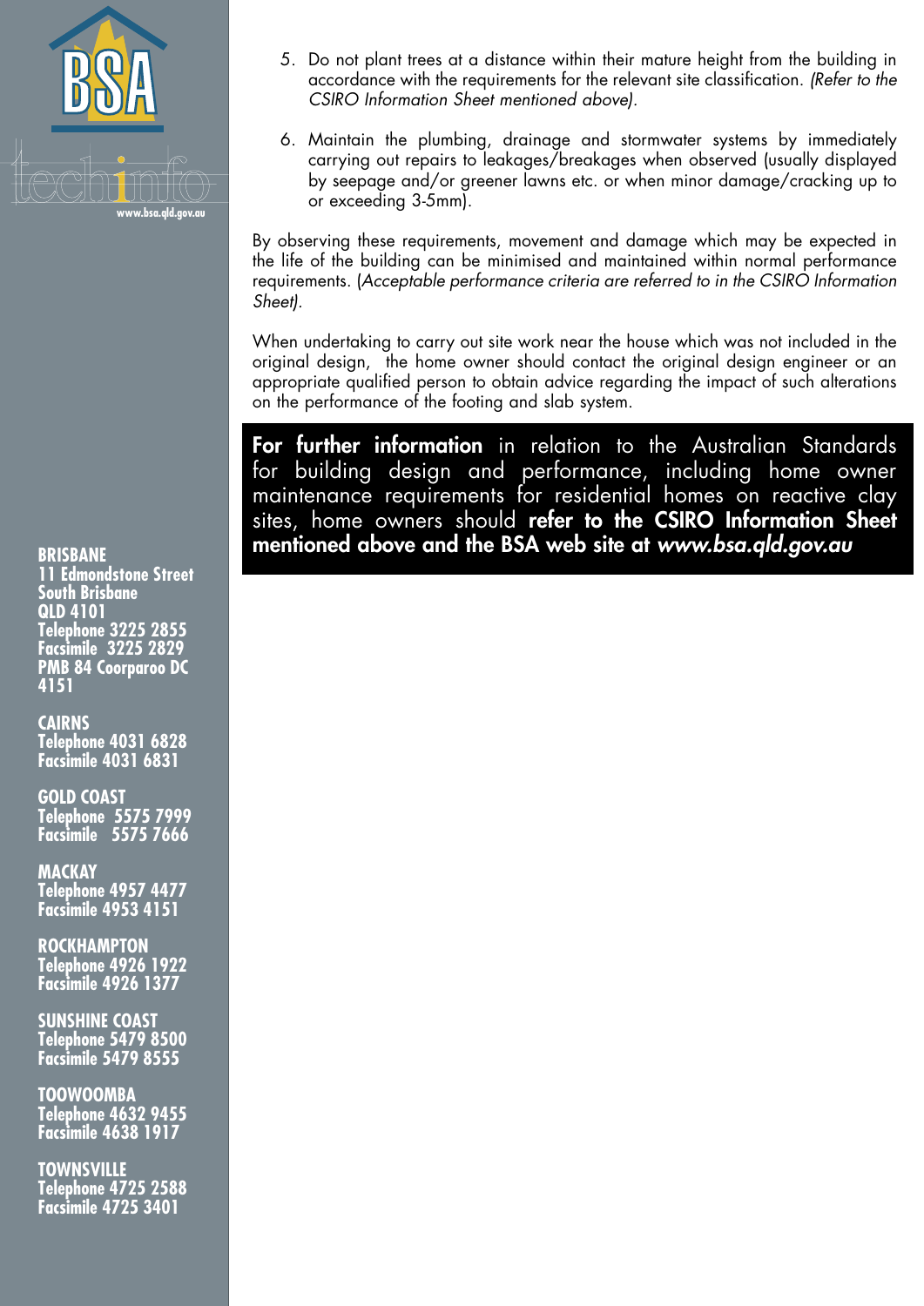5. Do not plant trees at a distance within their mature height from the building in accordance with the requirements for the relevant site classification. *(Refer to the CSIRO Information Sheet mentioned above).*

6. Maintain the plumbing, drainage and stormwater systems by immediately carrying out repairs to leakages/breakages when observed (usually displayed by seepage and/or greener lawns etc. or when minor damage/cracking up to or exceeding 3-5mm).

By observing these requirements, movement and damage which may be expected in the life of the building can be minimised and maintained within normal performance requirements. (*Acceptable performance criteria are referred to in the CSIRO Information Sheet).*

When undertaking to carry out site work near the house which was not included in the original design, the home owner should contact the original design engineer or an appropriate qualified person to obtain advice regarding the impact of such alterations on the performance of the footing and slab system.

**For further information** in relation to the Australian Standards for building design and performance, including home owner maintenance requirements for residential homes on reactive clay sites, home owners should **refer to the CSIRO Information Sheet mentioned above and the BSA web site at *www.bsa.qld.gov.au***

BSA techinfo
www.bsa.qld.gov.au

**BRISBANE**
**11 Edmondstone Street**
**South Brisbane**
**QLD 4101**
**Telephone 3225 2855**
**Facsimile 3225 2829**
**PMB 84 Coorparoo DC**
**4151**

**CAIRNS**
**Telephone 4031 6828**
**Facsimile 4031 6831**

**GOLD COAST**
**Telephone 5575 7999**
**Facsimile 5575 7666**

**MACKAY**
**Telephone 4957 4477**
**Facsimile 4953 4151**

**ROCKHAMPTON**
**Telephone 4926 1922**
**Facsimile 4926 1377**

**SUNSHINE COAST**
**Telephone 5479 8500**
**Facsimile 5479 8555**

**TOOWOOMBA**
**Telephone 4632 9455**
**Facsimile 4638 1917**

**TOWNSVILLE**
**Telephone 4725 2588**
**Facsimile 4725 3401**